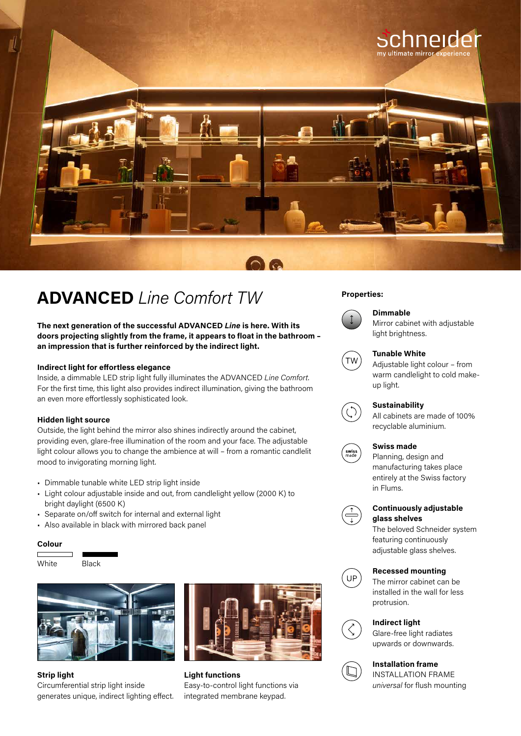# **ADVANCED** *Line Comfort TW*

**The next generation of the successful ADVANCED *Line* is here. With its doors projecting slightly from the frame, it appears to float in the bathroom – an impression that is further reinforced by the indirect light.**

**Indirect light for effortless elegance**

Inside, a dimmable LED strip light fully illuminates the ADVANCED *Line Comfort*. For the first time, this light also provides indirect illumination, giving the bathroom an even more effortlessly sophisticated look.

**Hidden light source**

Outside, the light behind the mirror also shines indirectly around the cabinet, providing even, glare-free illumination of the room and your face. The adjustable light colour allows you to change the ambience at will – from a romantic candlelit mood to invigorating morning light.

- Dimmable tunable white LED strip light inside
- Light colour adjustable inside and out, from candlelight yellow (2000 K) to bright daylight (6500 K)
- Separate on/off switch for internal and external light
- Also available in black with mirrored back panel

**Colour**

White Black

**Strip light**
Circumferential strip light inside generates unique, indirect lighting effect.

**Light functions**
Easy-to-control light functions via integrated membrane keypad.

**Properties:**

**Dimmable**
Mirror cabinet with adjustable light brightness.

**Tunable White**
Adjustable light colour – from warm candlelight to cold make-up light.

**Sustainability**
All cabinets are made of 100% recyclable aluminium.

**Swiss made**
Planning, design and manufacturing takes place entirely at the Swiss factory in Flums.

**Continuously adjustable glass shelves**
The beloved Schneider system featuring continuously adjustable glass shelves.

**Recessed mounting**
The mirror cabinet can be installed in the wall for less protrusion.

**Indirect light**
Glare-free light radiates upwards or downwards.

**Installation frame**
INSTALLATION FRAME *universal* for flush mounting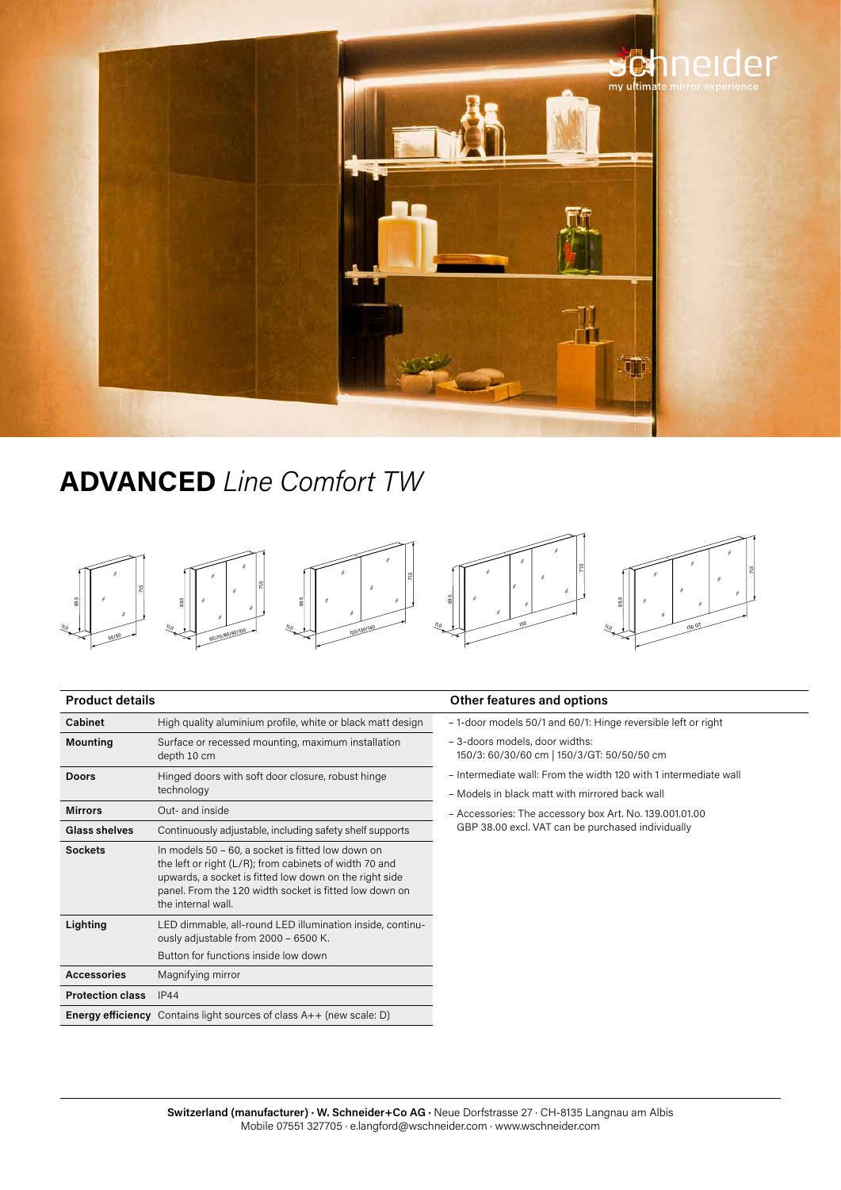# **ADVANCED** *Line Comfort TW*

## Product details

| | |
|---|---|
| **Cabinet** | High quality aluminium profile, white or black matt design |
| **Mounting** | Surface or recessed mounting, maximum installation depth 10 cm |
| **Doors** | Hinged doors with soft door closure, robust hinge technology |
| **Mirrors** | Out- and inside |
| **Glass shelves** | Continuously adjustable, including safety shelf supports |
| **Sockets** | In models 50 – 60, a socket is fitted low down on the left or right (L/R); from cabinets of width 70 and upwards, a socket is fitted low down on the right side panel. From the 120 width socket is fitted low down on the internal wall. |
| **Lighting** | LED dimmable, all-round LED illumination inside, continuously adjustable from 2000 – 6500 K. Button for functions inside low down |
| **Accessories** | Magnifying mirror |
| **Protection class** | IP44 |
| **Energy efficiency** | Contains light sources of class A++ (new scale: D) |

## Other features and options

- 1-door models 50/1 and 60/1: Hinge reversible left or right
- 3-doors models, door widths: 150/3: 60/30/60 cm | 150/3/GT: 50/50/50 cm
- Intermediate wall: From the width 120 with 1 intermediate wall
- Models in black matt with mirrored back wall
- Accessories: The accessory box Art. No. 139.001.01.00 GBP 38.00 excl. VAT can be purchased individually

**Switzerland (manufacturer) · W. Schneider+Co AG ·** Neue Dorfstrasse 27 · CH-8135 Langnau am Albis
Mobile 07551 327705 · e.langford@wschneider.com · www.wschneider.com